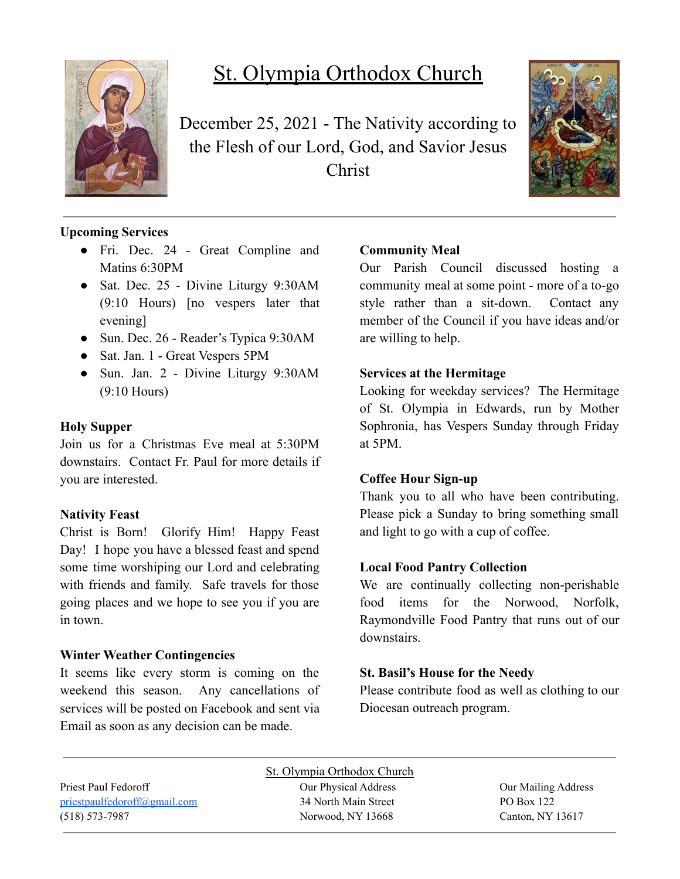# St. Olympia Orthodox Church

## December 25, 2021 - The Nativity according to the Flesh of our Lord, God, and Savior Jesus Christ

---

**Upcoming Services**

- Fri. Dec. 24 - Great Compline and Matins 6:30PM
- Sat. Dec. 25 - Divine Liturgy 9:30AM (9:10 Hours) [no vespers later that evening]
- Sun. Dec. 26 - Reader's Typica 9:30AM
- Sat. Jan. 1 - Great Vespers 5PM
- Sun. Jan. 2 - Divine Liturgy 9:30AM (9:10 Hours)

**Holy Supper**

Join us for a Christmas Eve meal at 5:30PM downstairs. Contact Fr. Paul for more details if you are interested.

**Nativity Feast**

Christ is Born! Glorify Him! Happy Feast Day! I hope you have a blessed feast and spend some time worshiping our Lord and celebrating with friends and family. Safe travels for those going places and we hope to see you if you are in town.

**Winter Weather Contingencies**

It seems like every storm is coming on the weekend this season. Any cancellations of services will be posted on Facebook and sent via Email as soon as any decision can be made.

**Community Meal**

Our Parish Council discussed hosting a community meal at some point - more of a to-go style rather than a sit-down. Contact any member of the Council if you have ideas and/or are willing to help.

**Services at the Hermitage**

Looking for weekday services? The Hermitage of St. Olympia in Edwards, run by Mother Sophronia, has Vespers Sunday through Friday at 5PM.

**Coffee Hour Sign-up**

Thank you to all who have been contributing. Please pick a Sunday to bring something small and light to go with a cup of coffee.

**Local Food Pantry Collection**

We are continually collecting non-perishable food items for the Norwood, Norfolk, Raymondville Food Pantry that runs out of our downstairs.

**St. Basil's House for the Needy**

Please contribute food as well as clothing to our Diocesan outreach program.

---

St. Olympia Orthodox Church

Priest Paul Fedoroff
priestpaulfedoroff@gmail.com
(518) 573-7987

Our Physical Address
34 North Main Street
Norwood, NY 13668

Our Mailing Address
PO Box 122
Canton, NY 13617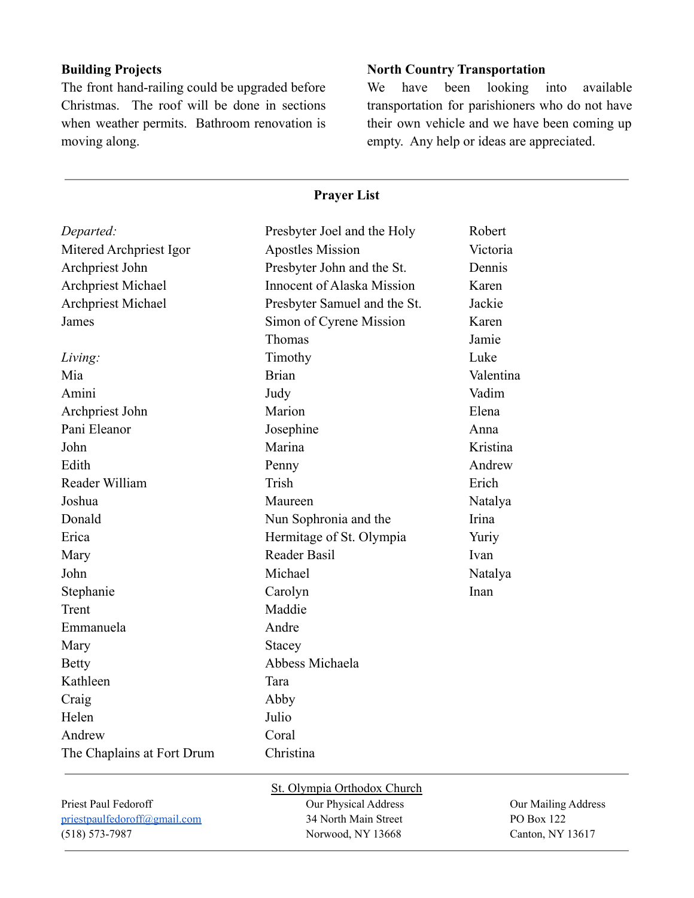**Building Projects**

The front hand-railing could be upgraded before Christmas. The roof will be done in sections when weather permits. Bathroom renovation is moving along.

**North Country Transportation**

We have been looking into available transportation for parishioners who do not have their own vehicle and we have been coming up empty. Any help or ideas are appreciated.

---

**Prayer List**

*Departed:*

Mitered Archpriest Igor
Archpriest John
Archpriest Michael
Archpriest Michael
James

*Living:*

Mia
Amini
Archpriest John
Pani Eleanor
John
Edith
Reader William
Joshua
Donald
Erica
Mary
John
Stephanie
Trent
Emmanuela
Mary
Betty
Kathleen
Craig
Helen
Andrew
The Chaplains at Fort Drum
Presbyter Joel and the Holy Apostles Mission
Presbyter John and the St. Innocent of Alaska Mission
Presbyter Samuel and the St. Simon of Cyrene Mission
Thomas
Timothy
Brian
Judy
Marion
Josephine
Marina
Penny
Trish
Maureen
Nun Sophronia and the Hermitage of St. Olympia
Reader Basil
Michael
Carolyn
Maddie
Andre
Stacey
Abbess Michaela
Tara
Abby
Julio
Coral
Christina
Robert
Victoria
Dennis
Karen
Jackie
Karen
Jamie
Luke
Valentina
Vadim
Elena
Anna
Kristina
Andrew
Erich
Natalya
Irina
Yuriy
Ivan
Natalya
Inan

---

St. Olympia Orthodox Church

Priest Paul Fedoroff
priestpaulfedoroff@gmail.com
(518) 573-7987

Our Physical Address
34 North Main Street
Norwood, NY 13668

Our Mailing Address
PO Box 122
Canton, NY 13617